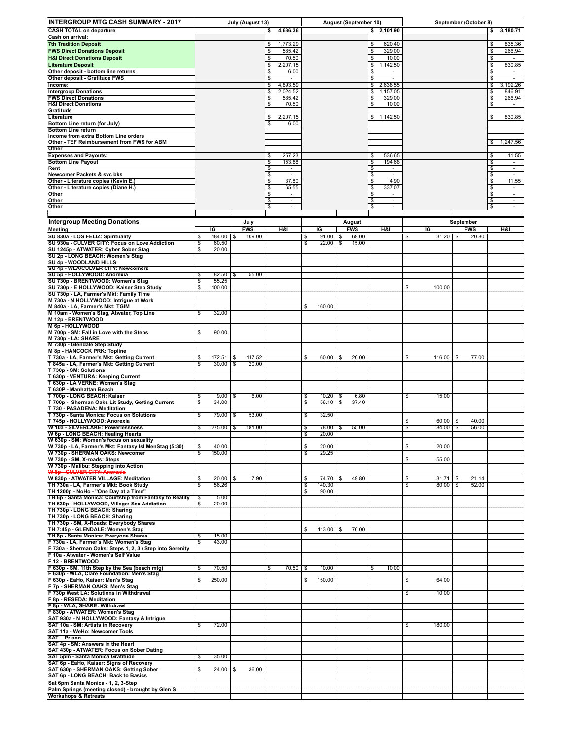# INTERGROUP MTG CASH SUMMARY - 2017

| INTERGROUP MTG CASH SUMMARY - 2017 | July (August 13) | August (September 10) | September (October 8) |
|---|---|---|---|
| **CASH TOTAL on departure** | $ 4,636.36 | $ 2,101.90 | $ 3,180.71 |
| **Cash on arrival:** | | | |
| **7th Tradition Deposit** | $ 1,773.29 | $ 620.40 | $ 835.36 |
| **FWS Direct Donations Deposit** | $ 585.42 | $ 329.00 | $ 266.94 |
| **H&I Direct Donations Deposit** | $ 70.50 | $ 10.00 | $ - |
| **Literature Deposit** | $ 2,207.15 | $ 1,142.50 | $ 830.85 |
| **Other deposit - bottom line returns** | $ 6.00 | $ - | $ - |
| **Other deposit - Gratitude FWS** | $ - | $ - | $ - |
| **Income:** | $ 4,893.59 | $ 2,638.55 | $ 3,192.26 |
| **Intergroup Donations** | $ 2,024.52 | $ 1,157.05 | $ 846.91 |
| **FWS Direct Donations** | $ 585.42 | $ 329.00 | $ 266.94 |
| **H&I Direct Donations** | $ 70.50 | $ 10.00 | $ - |
| **Gratitude** | | | |
| **Literature** | $ 2,207.15 | $ 1,142.50 | $ 830.85 |
| **Bottom Line return (for July)** | $ 6.00 | | |
| **Bottom Line return** | | | |
| **Income from extra Bottom Line orders** | | | |
| **Other - TEF Reimbursement from FWS for ABM** | | | $ 1,247.56 |
| **Other** | | | |
| **Expenses and Payouts:** | $ 257.23 | $ 536.65 | $ 11.55 |
| **Bottom Line Payout** | $ 153.88 | $ 194.68 | $ - |
| **Rent** | $ - | $ - | $ - |
| **Newcomer Packets & svc bks** | $ - | $ - | $ - |
| **Other - Literature copies (Kevin E.)** | $ 37.80 | $ 4.90 | $ 11.55 |
| **Other - Literature copies (Diane H.)** | $ 65.55 | $ 337.07 | $ - |
| **Other** | $ - | $ - | $ - |
| **Other** | $ - | $ - | $ - |
| **Other** | $ - | $ - | $ - |

## Intergroup Meeting Donations

| Meeting | July IG | July FWS | July H&I | August IG | August FWS | August H&I | September IG | September FWS | September H&I |
|---|---|---|---|---|---|---|---|---|---|
| SU 830a - LOS FELIZ: Spirituality | $ 184.00 | $ 109.00 | | $ 91.00 | $ 69.00 | | $ 31.20 | $ 20.80 | |
| SU 930a - CULVER CITY: Focus on Love Addiction | $ 60.50 | | | $ 22.00 | $ 15.00 | | | | |
| SU 1245p - ATWATER: Cyber Sober Stag | $ 20.00 | | | | | | | | |
| SU 2p - LONG BEACH: Women's Stag | | | | | | | | | |
| SU 4p - WOODLAND HILLS | | | | | | | | | |
| SU 4p - WLA/CULVER CITY: Newcomers | | | | | | | | | |
| SU 5p - HOLLYWOOD: Anorexia | $ 82.50 | $ 55.00 | | | | | | | |
| SU 730p - BRENTWOOD: Women's Stag | $ 55.25 | | | | | | | | |
| SU 730p - E HOLLYWOOD: Kaiser Step Study | $ 100.00 | | | | | | $ 100.00 | | |
| SU 730p - LA, Farmer's Mkt: Family Time | | | | | | | | | |
| M 730a - N HOLLYWOOD: Intrigue at Work | | | | | | | | | |
| M 840a - LA, Farmer's Mkt: TGIM | | | | $ 160.00 | | | | | |
| M 10am - Women's Stag, Atwater, Top Line | $ 32.00 | | | | | | | | |
| M 12p - BRENTWOOD | | | | | | | | | |
| M 6p - HOLLYWOOD | | | | | | | | | |
| M 700p - SM: Fall in Love with the Steps | $ 90.00 | | | | | | | | |
| M 730p - LA: SHARE | | | | | | | | | |
| M 730p - Glendale Step Study | | | | | | | | | |
| M 8p - HANCOCK PRK: Topline | | | | | | | | | |
| T 730a - LA, Farmer's Mkt: Getting Current | $ 172.51 | $ 117.52 | | $ 60.00 | $ 20.00 | | $ 116.00 | $ 77.00 | |
| T 845a - LA, Farmer's Mkt: Getting Current | $ 30.00 | $ 20.00 | | | | | | | |
| T 730p - SM: Solutions | | | | | | | | | |
| T 630p - VENTURA: Keeping Current | | | | | | | | | |
| T 630p - LA VERNE: Women's Stag | | | | | | | | | |
| T 630P - Manhattan Beach | | | | | | | | | |
| T 700p - LONG BEACH: Kaiser | $ 9.00 | $ 6.00 | | $ 10.20 | $ 6.80 | | $ 15.00 | | |
| T 700p - Sherman Oaks Lit Study, Getting Current | $ 34.00 | | | $ 56.10 | $ 37.40 | | | | |
| T 730 - PASADENA: Meditation | | | | | | | | | |
| T 730p - Santa Monica: Focus on Solutions | $ 79.00 | $ 53.00 | | $ 32.50 | | | | | |
| T 745p - HOLLYWOOD: Anorexia | | | | | | | $ 60.00 | $ 40.00 | |
| W 10a - SILVERLAKE: Powerlessness | $ 275.00 | $ 181.00 | | $ 78.00 | $ 55.00 | | $ 84.00 | $ 56.00 | |
| W 6p - LONG BEACH: Healing Hearts | | | | $ 20.00 | | | | | |
| W 630p - SM: Women's focus on sexuality | | | | | | | | | |
| W 730p - LA, Farmer's Mkt: Fantasy Isl MenStag (5:30) | $ 40.00 | | | $ 20.00 | | | $ 20.00 | | |
| W 730p - SHERMAN OAKS: Newcomer | $ 150.00 | | | $ 29.25 | | | | | |
| W 730p - SM, X-roads: Steps | | | | | | | $ 55.00 | | |
| W 730p - Malibu: Stepping into Action | | | | | | | | | |
| ~~W 8p - CULVER CITY: Anorexia~~ | | | | | | | | | |
| W 830p - ATWATER VILLAGE: Meditation | $ 20.00 | $ 7.90 | | $ 74.70 | $ 49.80 | | $ 31.71 | $ 21.14 | |
| TH 730a - LA, Farmer's Mkt: Book Study | $ 56.26 | | | $ 140.30 | | | $ 80.00 | $ 52.00 | |
| TH 1200p - NoHo - "One Day at a Time" | | | | $ 90.00 | | | | | |
| TH 6p - Santa Monica: Courtship from Fantasy to Reality | $ 5.00 | | | | | | | | |
| TH 630p - HOLLYWOOD, Village: Sex Addiction | $ 20.00 | | | | | | | | |
| TH 730p - LONG BEACH: Sharing | | | | | | | | | |
| TH 730p - LONG BEACH: Sharing | | | | | | | | | |
| TH 730p - SM, X-Roads: Everybody Shares | | | | | | | | | |
| TH 7:45p - GLENDALE: Women's Stag | | | | $ 113.00 | $ 76.00 | | | | |
| TH 8p - Santa Monica: Everyone Shares | $ 15.00 | | | | | | | | |
| F 730a - LA, Farmer's Mkt: Women's Stag | $ 43.00 | | | | | | | | |
| F 730a - Sherman Oaks: Steps 1, 2, 3 / Step into Serenity | | | | | | | | | |
| F 10a - Atwater - Women's Self Value | | | | | | | | | |
| F 12 - BRENTWOOD | | | | | | | | | |
| F 630p - SM, 11th Step by the Sea (beach mtg) | $ 70.50 | | $ 70.50 | $ 10.00 | | $ 10.00 | | | |
| F 630p - WLA, Clare Foundation: Men's Stag | | | | | | | | | |
| F 630p - EaHo, Kaiser: Men's Stag | $ 250.00 | | | $ 150.00 | | | $ 64.00 | | |
| F 7p - SHERMAN OAKS: Men's Stag | | | | | | | | | |
| F 730p West LA: Solutions in Withdrawal | | | | | | | $ 10.00 | | |
| F 8p - RESEDA: Meditation | | | | | | | | | |
| F 8p - WLA, SHARE: Withdrawl | | | | | | | | | |
| F 830p - ATWATER: Women's Stag | | | | | | | | | |
| SAT 930a - N HOLLYWOOD: Fantasy & Intrigue | | | | | | | | | |
| SAT 10a - SM: Artists in Recovery | $ 72.00 | | | | | | $ 180.00 | | |
| SAT 11a - WeHo: Newcomer Tools | | | | | | | | | |
| SAT - Prison | | | | | | | | | |
| SAT 4p - SM: Answers in the Heart | | | | | | | | | |
| SAT 430p - ATWATER: Focus on Sober Dating | | | | | | | | | |
| SAT 5pm - Santa Monica Gratitude | $ 35.00 | | | | | | | | |
| SAT 6p - EaHo, Kaiser: Signs of Recovery | | | | | | | | | |
| SAT 630p - SHERMAN OAKS: Getting Sober | $ 24.00 | $ 36.00 | | | | | | | |
| SAT 6p - LONG BEACH: Back to Basics | | | | | | | | | |
| Sat 6pm Santa Monica - 1, 2, 3-Step | | | | | | | | | |
| Palm Springs (meeting closed) - brought by Glen S | | | | | | | | | |
| Workshops & Retreats | | | | | | | | | |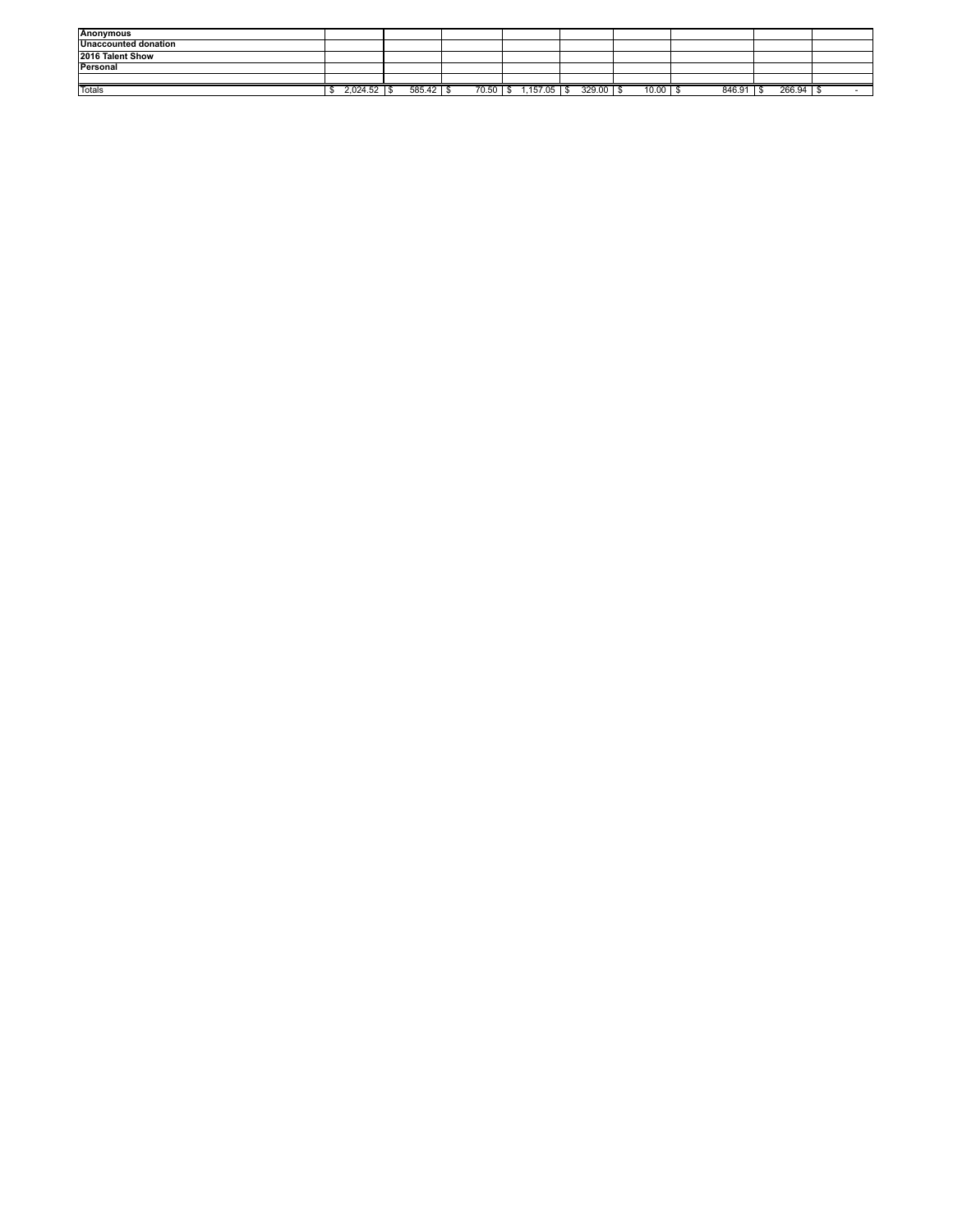| | | | | | | | | | |
|---|---|---|---|---|---|---|---|---|---|
| **Anonymous** | | | | | | | | | |
| **Unaccounted donation** | | | | | | | | | |
| **2016 Talent Show** | | | | | | | | | |
| **Personal** | | | | | | | | | |
| | | | | | | | | | |
| Totals | $ 2,024.52 | $ 585.42 | $ 70.50 | $ 1,157.05 | $ 329.00 | $ 10.00 | $ 846.91 | $ 266.94 | $ - |